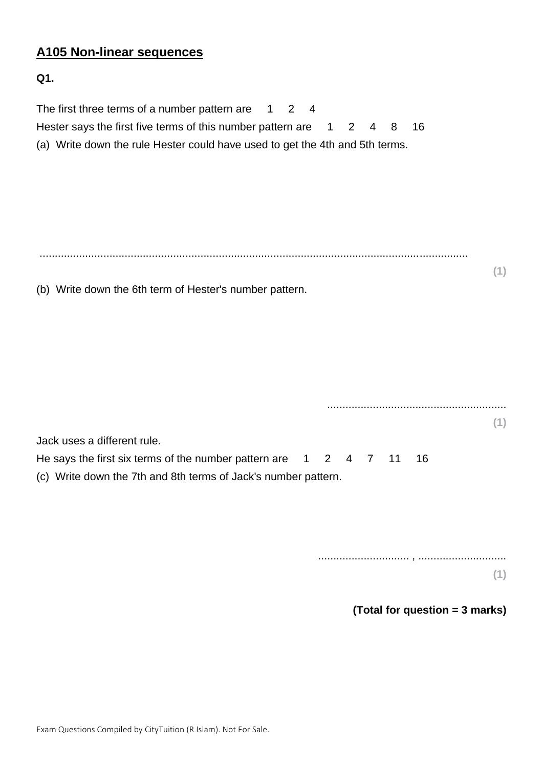## A105 Non-linear sequences

**Q1.**

The first three terms of a number pattern are 1 2 4

Hester says the first five terms of this number pattern are 1 2 4 8 16

(a) Write down the rule Hester could have used to get the 4th and 5th terms.

..........................................................................................................................................

**(1)**

(b) Write down the 6th term of Hester's number pattern.

...........................................................

**(1)**

Jack uses a different rule.

He says the first six terms of the number pattern are 1 2 4 7 11 16

(c) Write down the 7th and 8th terms of Jack's number pattern.

.............................. , .............................

**(1)**

**(Total for question = 3 marks)**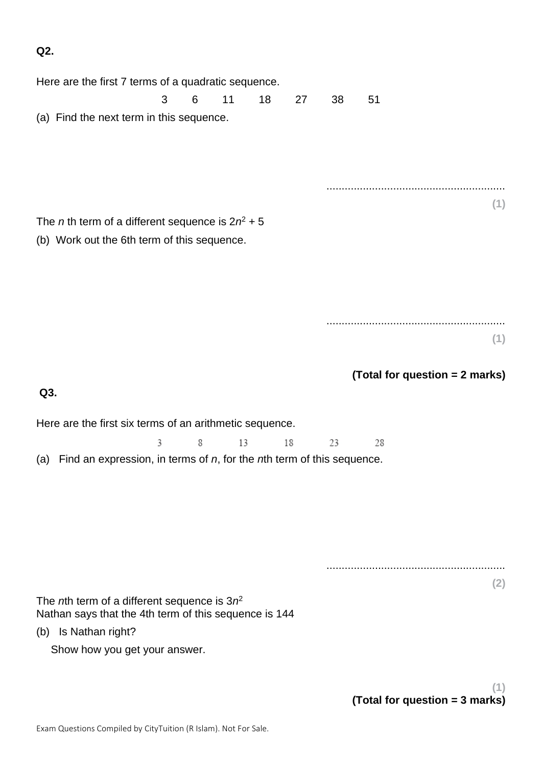**Q2.**

Here are the first 7 terms of a quadratic sequence.

3 6 11 18 27 38 51

(a) Find the next term in this sequence.

..........................................................

**(1)**

The $n$ th term of a different sequence is $2n^2 + 5$

(b) Work out the 6th term of this sequence.

..........................................................

**(1)**

**(Total for question = 2 marks)**

**Q3.**

Here are the first six terms of an arithmetic sequence.

3 8 13 18 23 28

(a) Find an expression, in terms of $n$, for the $n$th term of this sequence.

..........................................................

**(2)**

The $n$th term of a different sequence is $3n^2$

Nathan says that the 4th term of this sequence is 144

(b) Is Nathan right?

Show how you get your answer.

**(1)**

**(Total for question = 3 marks)**

Exam Questions Compiled by CityTuition (R Islam). Not For Sale.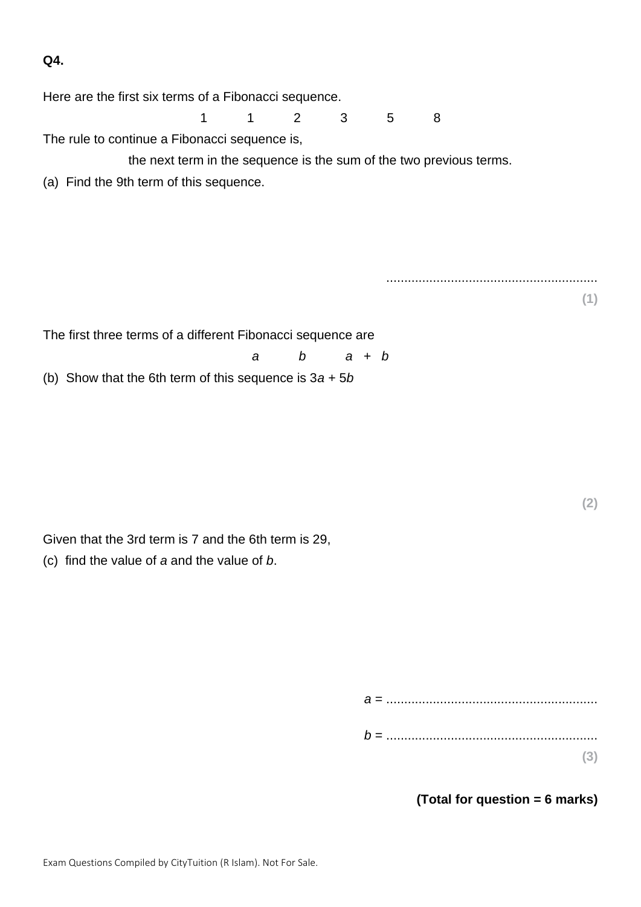**Q4.**

Here are the first six terms of a Fibonacci sequence.

$$1 \quad 1 \quad 2 \quad 3 \quad 5 \quad 8$$

The rule to continue a Fibonacci sequence is,

the next term in the sequence is the sum of the two previous terms.

(a) Find the 9th term of this sequence.

..........................................................

**(1)**

The first three terms of a different Fibonacci sequence are

$$a \quad b \quad a + b$$

(b) Show that the 6th term of this sequence is $3a + 5b$

**(2)**

Given that the 3rd term is 7 and the 6th term is 29,

(c) find the value of $a$ and the value of $b$.

$a$ = ..........................................................

$b$ = ..........................................................

**(3)**

**(Total for question = 6 marks)**

Exam Questions Compiled by CityTuition (R Islam). Not For Sale.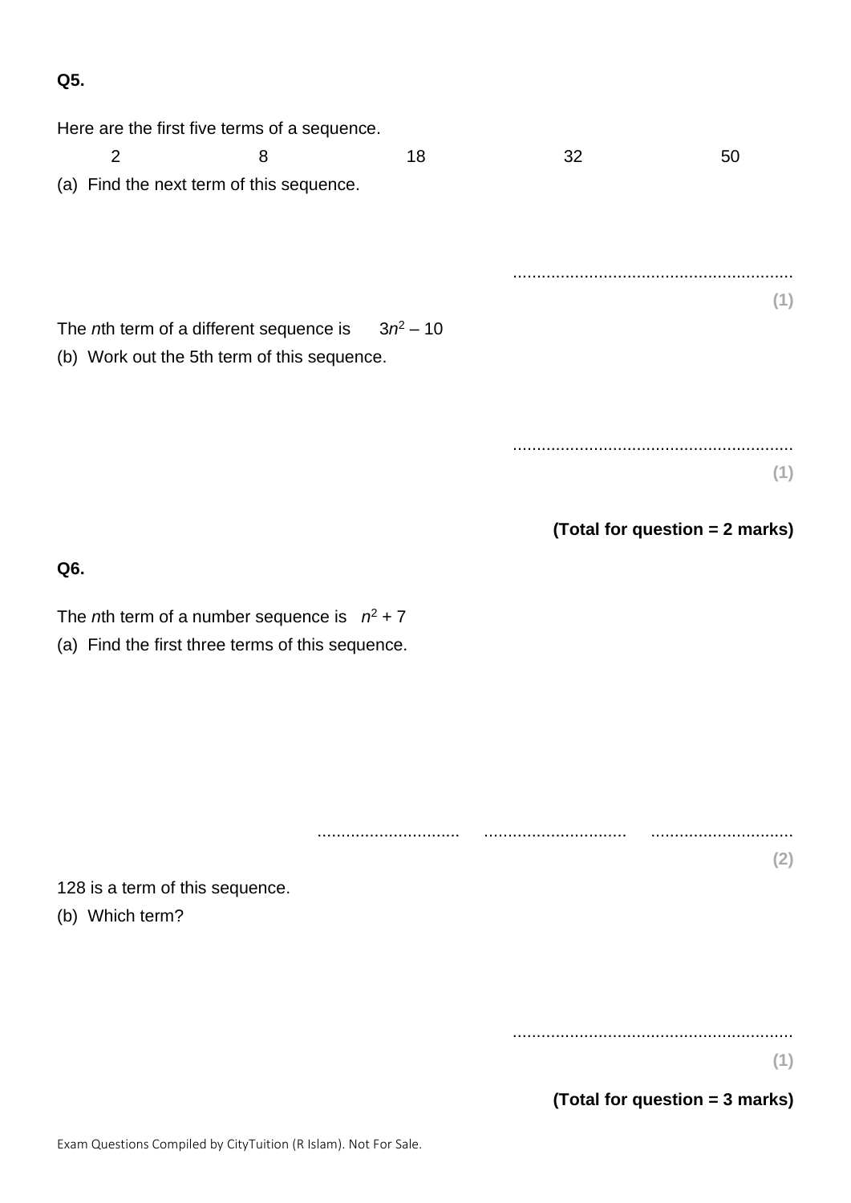**Q5.**

Here are the first five terms of a sequence.

2 8 18 32 50

(a) Find the next term of this sequence.

..........................................................

**(1)**

The *n*th term of a different sequence is $3n^2 - 10$

(b) Work out the 5th term of this sequence.

..........................................................

**(1)**

**(Total for question = 2 marks)**

**Q6.**

The *n*th term of a number sequence is $n^2 + 7$

(a) Find the first three terms of this sequence.

.............................. .............................. ..............................

**(2)**

128 is a term of this sequence.

(b) Which term?

..........................................................

**(1)**

**(Total for question = 3 marks)**

Exam Questions Compiled by CityTuition (R Islam). Not For Sale.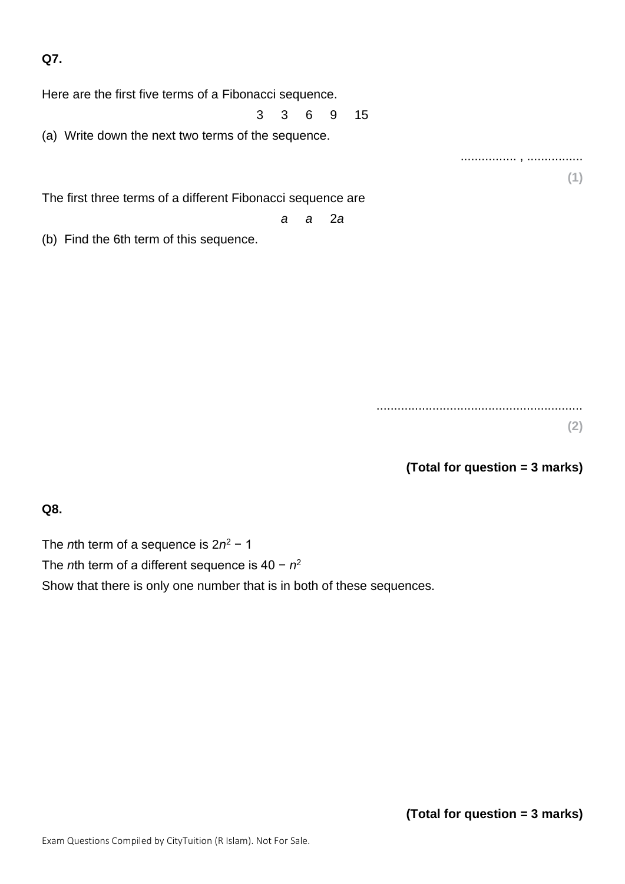**Q7.**

Here are the first five terms of a Fibonacci sequence.

$$3 \quad 3 \quad 6 \quad 9 \quad 15$$

(a) Write down the next two terms of the sequence.

................ , ................

**(1)**

The first three terms of a different Fibonacci sequence are

$$a \quad a \quad 2a$$

(b) Find the 6th term of this sequence.

..........................................................

**(2)**

**(Total for question = 3 marks)**

**Q8.**

The $n$th term of a sequence is $2n^2 - 1$

The $n$th term of a different sequence is $40 - n^2$

Show that there is only one number that is in both of these sequences.

**(Total for question = 3 marks)**

Exam Questions Compiled by CityTuition (R Islam). Not For Sale.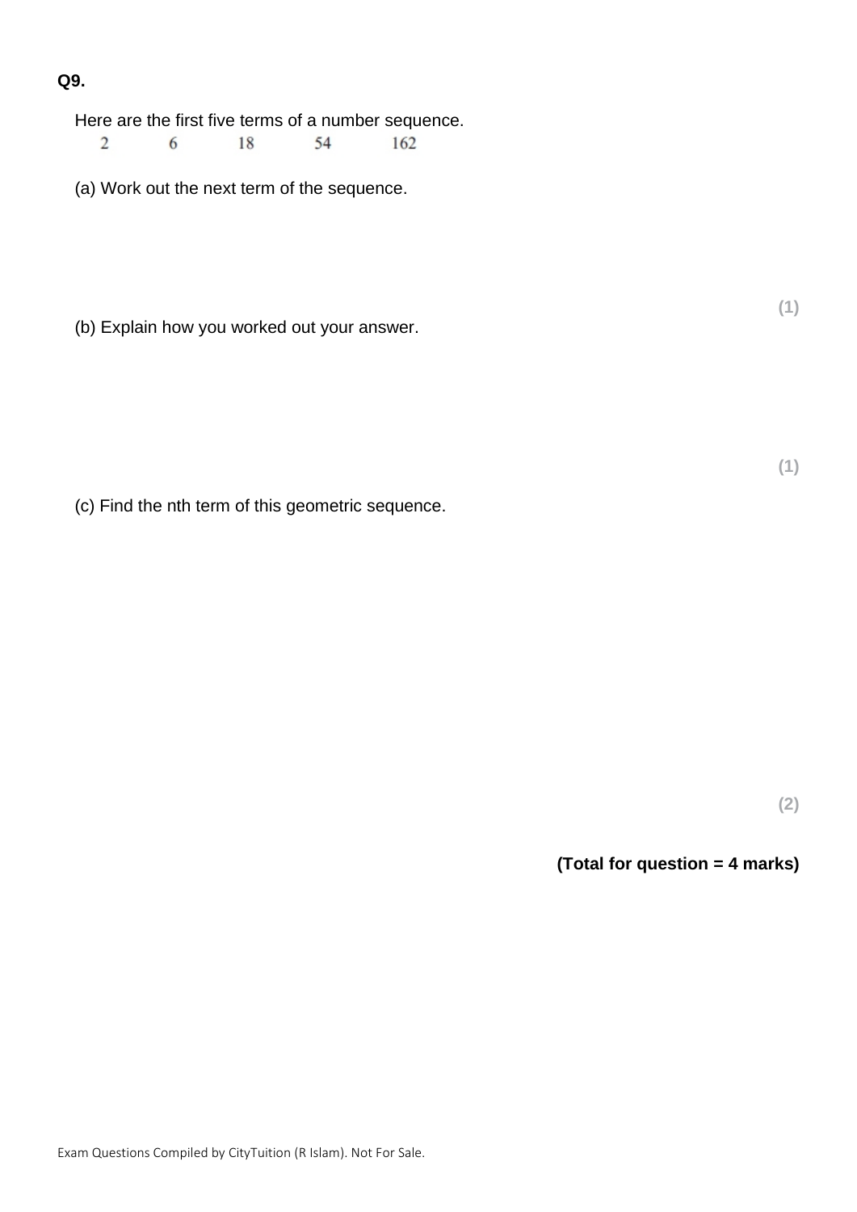**Q9.**

Here are the first five terms of a number sequence.

2 6 18 54 162

(a) Work out the next term of the sequence.

**(1)**

(b) Explain how you worked out your answer.

**(1)**

(c) Find the nth term of this geometric sequence.

**(2)**

**(Total for question = 4 marks)**

Exam Questions Compiled by CityTuition (R Islam). Not For Sale.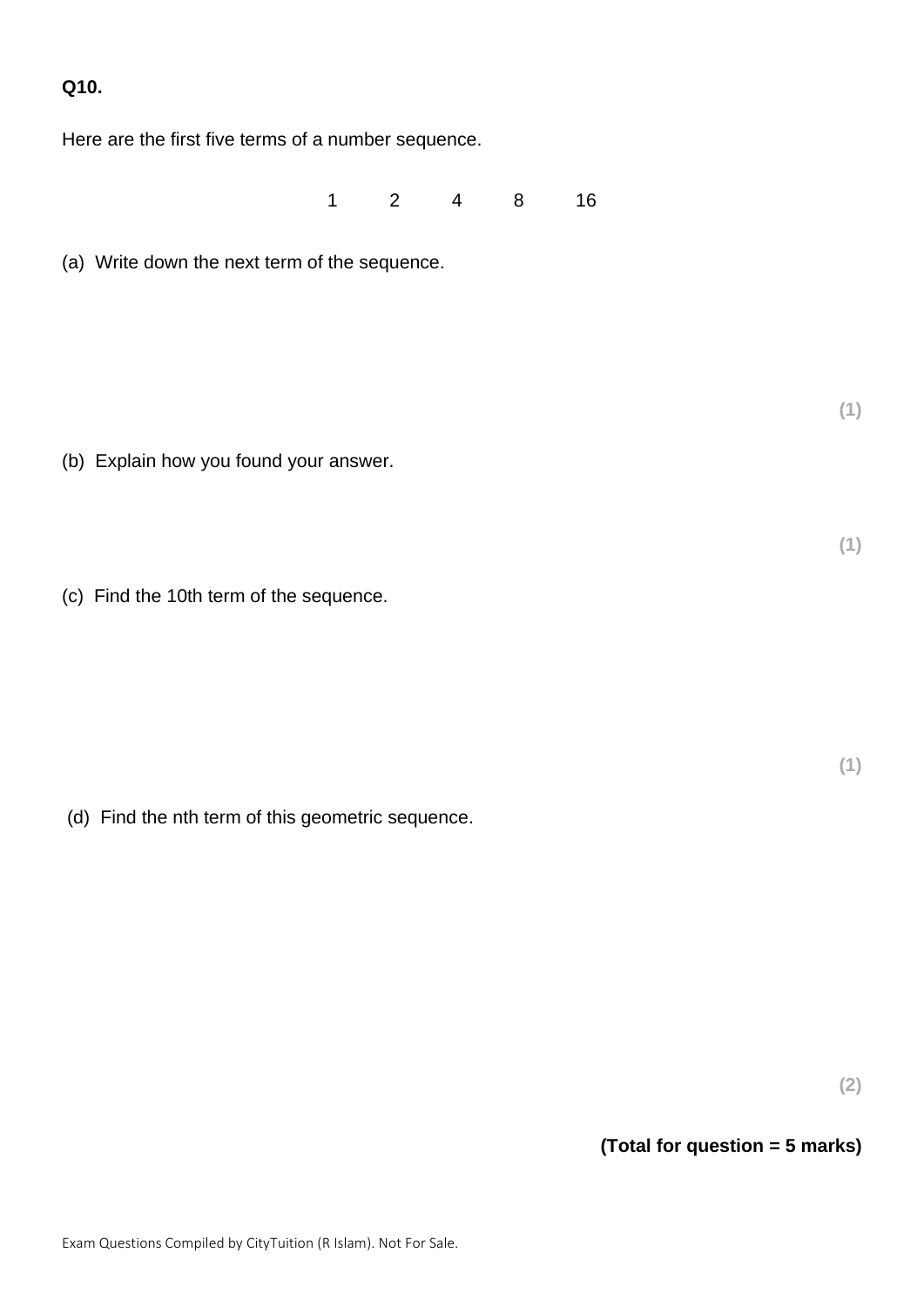**Q10.**

Here are the first five terms of a number sequence.

1 2 4 8 16

(a) Write down the next term of the sequence.

**(1)**

(b) Explain how you found your answer.

**(1)**

(c) Find the 10th term of the sequence.

**(1)**

(d) Find the nth term of this geometric sequence.

**(2)**

**(Total for question = 5 marks)**

Exam Questions Compiled by CityTuition (R Islam). Not For Sale.